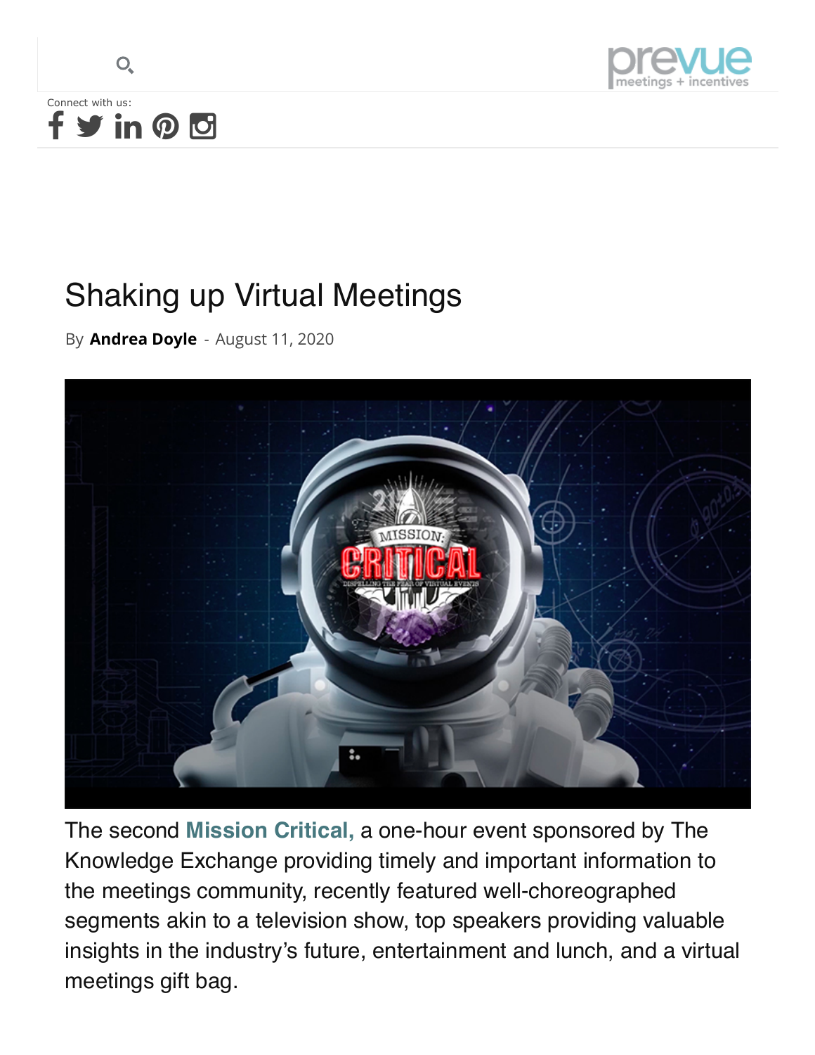# Shaking up Virtual Meetings

By **Andrea Doyle** - August 11, 2020

The second **Mission Critical,** a one-hour event sponsored by The Knowledge Exchange providing timely and important information to the meetings community, recently featured well-choreographed segments akin to a television show, top speakers providing valuable insights in the industry's future, entertainment and lunch, and a virtual meetings gift bag.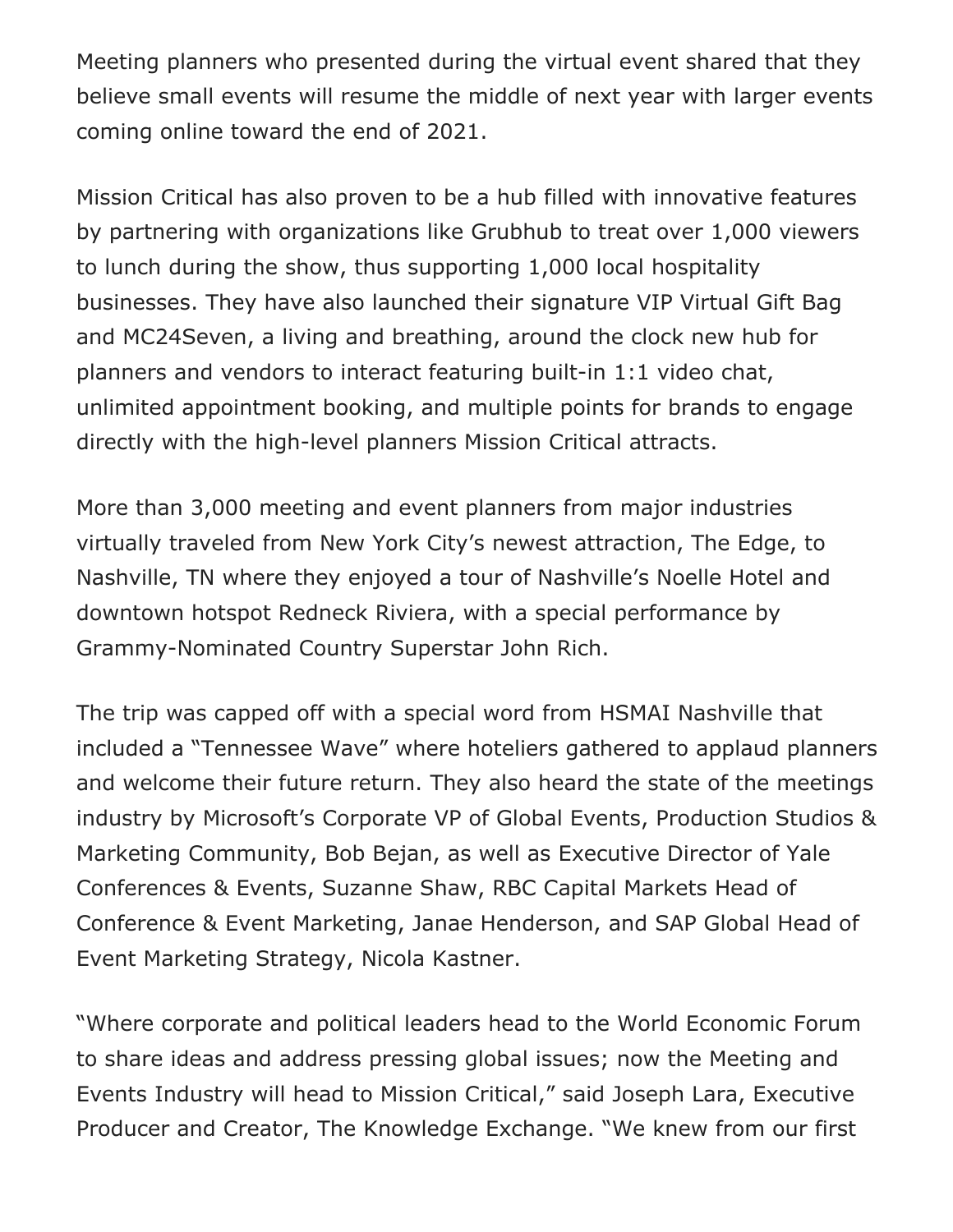Meeting planners who presented during the virtual event shared that they believe small events will resume the middle of next year with larger events coming online toward the end of 2021.

Mission Critical has also proven to be a hub filled with innovative features by partnering with organizations like Grubhub to treat over 1,000 viewers to lunch during the show, thus supporting 1,000 local hospitality businesses. They have also launched their signature VIP Virtual Gift Bag and MC24Seven, a living and breathing, around the clock new hub for planners and vendors to interact featuring built-in 1:1 video chat, unlimited appointment booking, and multiple points for brands to engage directly with the high-level planners Mission Critical attracts.

More than 3,000 meeting and event planners from major industries virtually traveled from New York City's newest attraction, The Edge, to Nashville, TN where they enjoyed a tour of Nashville's Noelle Hotel and downtown hotspot Redneck Riviera, with a special performance by Grammy-Nominated Country Superstar John Rich.

The trip was capped off with a special word from HSMAI Nashville that included a "Tennessee Wave" where hoteliers gathered to applaud planners and welcome their future return. They also heard the state of the meetings industry by Microsoft's Corporate VP of Global Events, Production Studios & Marketing Community, Bob Bejan, as well as Executive Director of Yale Conferences & Events, Suzanne Shaw, RBC Capital Markets Head of Conference & Event Marketing, Janae Henderson, and SAP Global Head of Event Marketing Strategy, Nicola Kastner.

"Where corporate and political leaders head to the World Economic Forum to share ideas and address pressing global issues; now the Meeting and Events Industry will head to Mission Critical," said Joseph Lara, Executive Producer and Creator, The Knowledge Exchange. "We knew from our first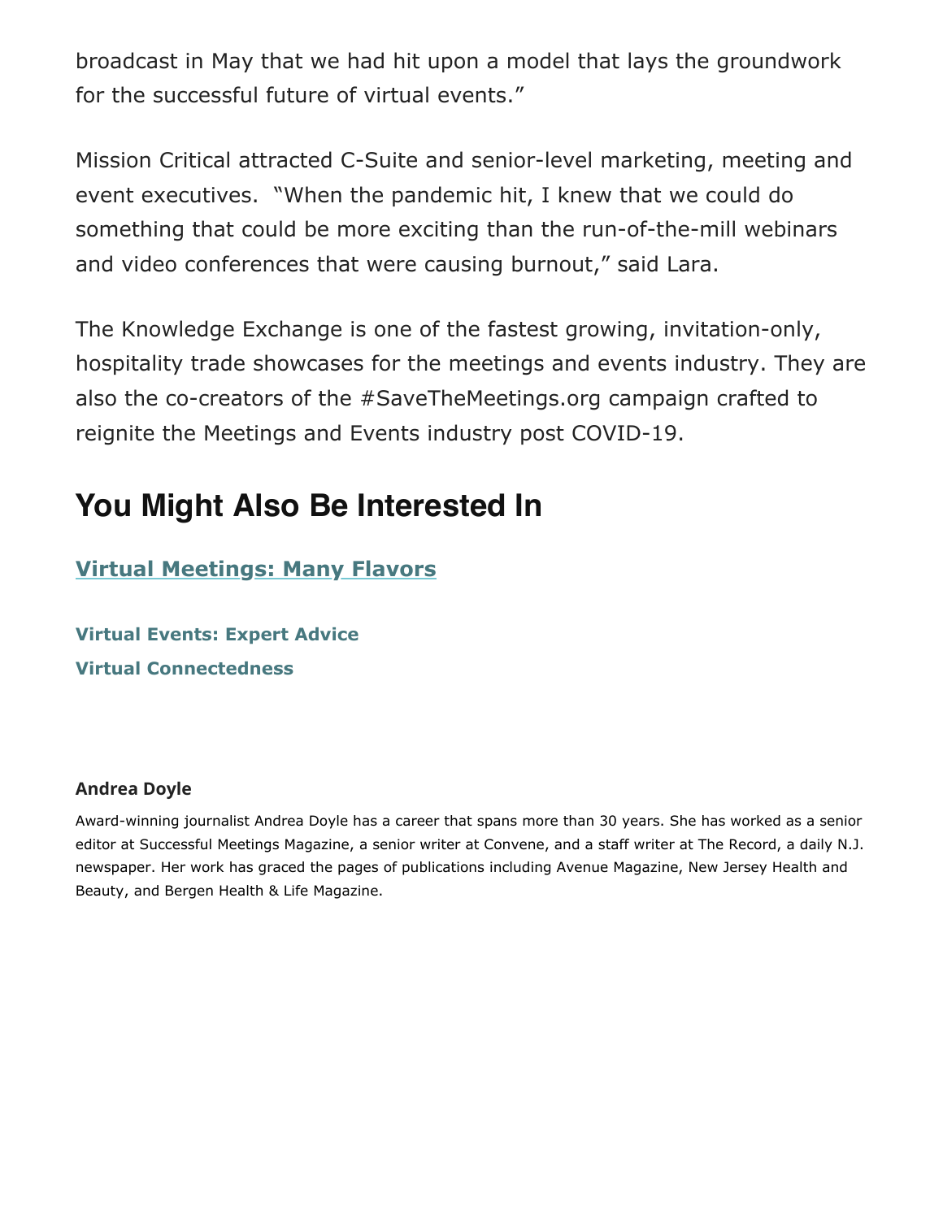broadcast in May that we had hit upon a model that lays the groundwork for the successful future of virtual events."

Mission Critical attracted C-Suite and senior-level marketing, meeting and event executives.  "When the pandemic hit, I knew that we could do something that could be more exciting than the run-of-the-mill webinars and video conferences that were causing burnout," said Lara.

The Knowledge Exchange is one of the fastest growing, invitation-only, hospitality trade showcases for the meetings and events industry. They are also the co-creators of the #SaveTheMeetings.org campaign crafted to reignite the Meetings and Events industry post COVID-19.

## You Might Also Be Interested In

**Virtual Meetings: Many Flavors**

**Virtual Events: Expert Advice**
**Virtual Connectedness**

**Andrea Doyle**

Award-winning journalist Andrea Doyle has a career that spans more than 30 years. She has worked as a senior editor at Successful Meetings Magazine, a senior writer at Convene, and a staff writer at The Record, a daily N.J. newspaper. Her work has graced the pages of publications including Avenue Magazine, New Jersey Health and Beauty, and Bergen Health & Life Magazine.